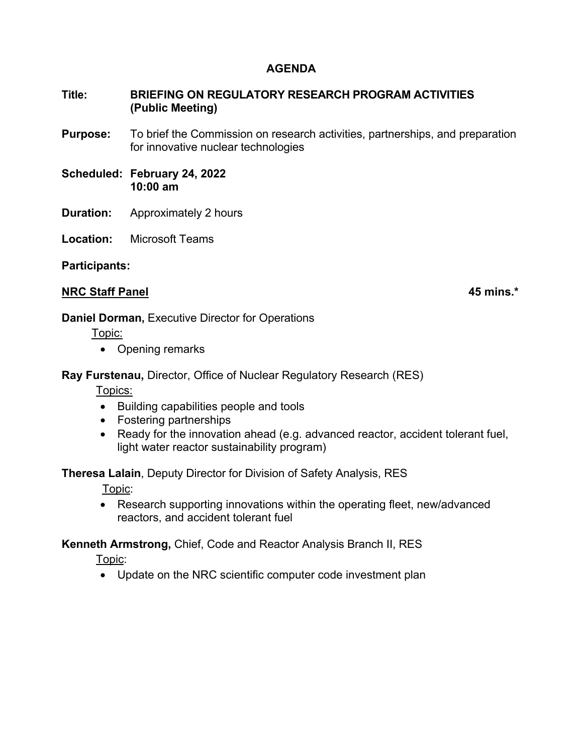# AGENDA

**Title:** **BRIEFING ON REGULATORY RESEARCH PROGRAM ACTIVITIES (Public Meeting)**

**Purpose:** To brief the Commission on research activities, partnerships, and preparation for innovative nuclear technologies

**Scheduled:** **February 24, 2022**
**10:00 am**

**Duration:** Approximately 2 hours

**Location:** Microsoft Teams

**Participants:**

**NRC Staff Panel** **45 mins.***

**Daniel Dorman,** Executive Director for Operations

Topic:

- Opening remarks

**Ray Furstenau,** Director, Office of Nuclear Regulatory Research (RES)

Topics:

- Building capabilities people and tools
- Fostering partnerships
- Ready for the innovation ahead (e.g. advanced reactor, accident tolerant fuel, light water reactor sustainability program)

**Theresa Lalain**, Deputy Director for Division of Safety Analysis, RES

Topic:

- Research supporting innovations within the operating fleet, new/advanced reactors, and accident tolerant fuel

**Kenneth Armstrong,** Chief, Code and Reactor Analysis Branch II, RES

Topic:

- Update on the NRC scientific computer code investment plan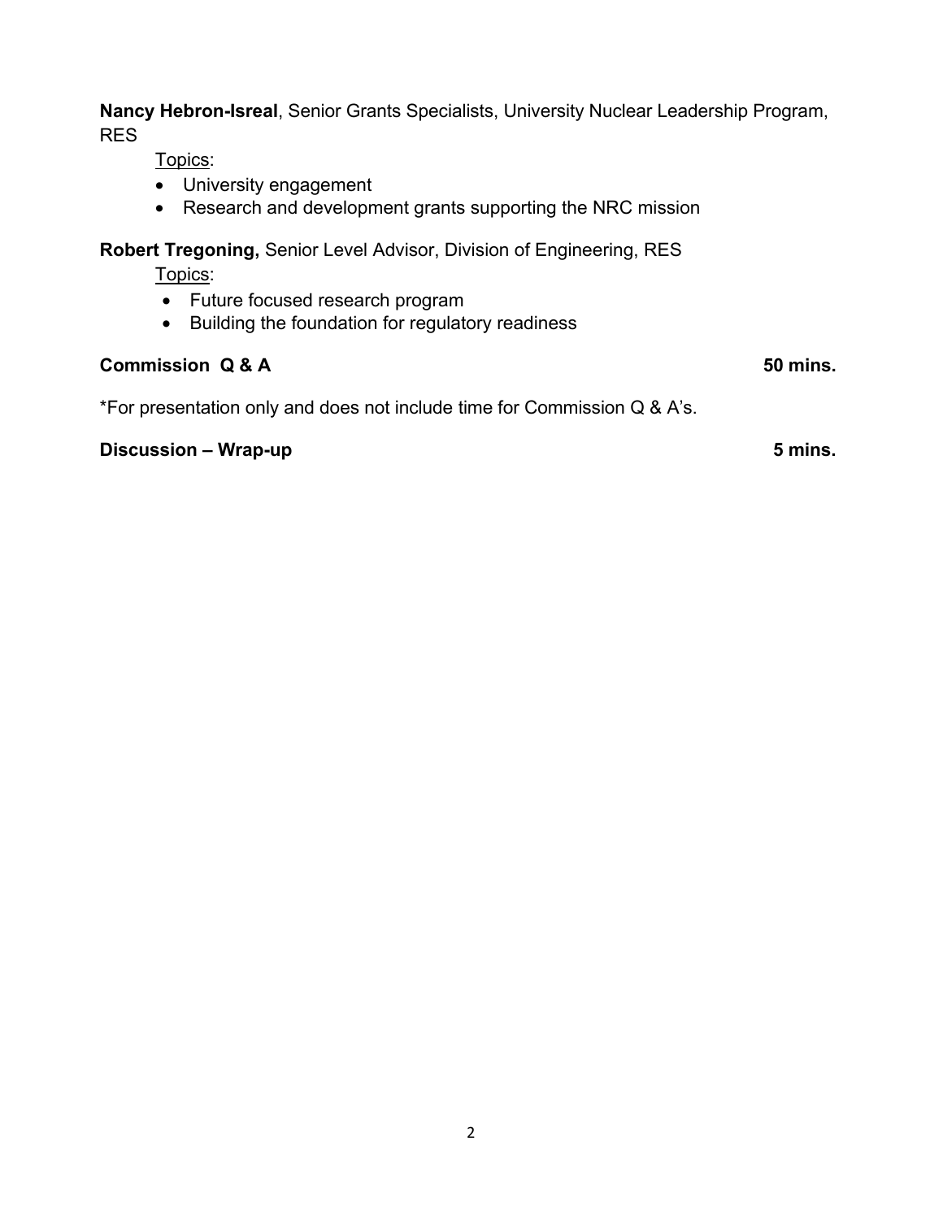**Nancy Hebron-Isreal**, Senior Grants Specialists, University Nuclear Leadership Program, RES

Topics:

- University engagement
- Research and development grants supporting the NRC mission

**Robert Tregoning,** Senior Level Advisor, Division of Engineering, RES

Topics:

- Future focused research program
- Building the foundation for regulatory readiness

**Commission Q & A** **50 mins.**

*For presentation only and does not include time for Commission Q & A's.

**Discussion – Wrap-up** **5 mins.**